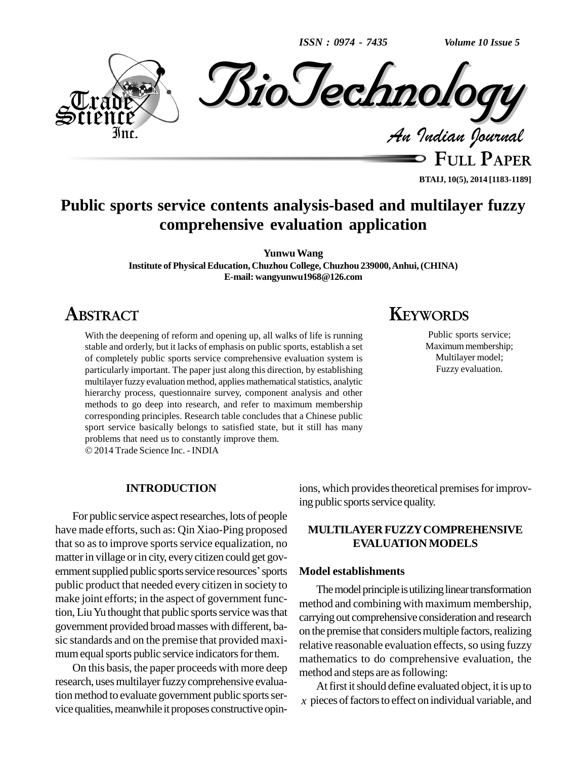# Public sports service contents analysis-based and multilayer fuzzy comprehensive evaluation application

**Yunwu Wang**

**Institute of Physical Education, Chuzhou College, Chuzhou 239000, Anhui, (CHINA)**

**E-mail: wangyunwu1968@126.com**

## ABSTRACT

With the deepening of reform and opening up, all walks of life is running stable and orderly, but it lacks of emphasis on public sports, establish a set of completely public sports service comprehensive evaluation system is particularly important. The paper just along this direction, by establishing multilayer fuzzy evaluation method, applies mathematical statistics, analytic hierarchy process, questionnaire survey, component analysis and other methods to go deep into research, and refer to maximum membership corresponding principles. Research table concludes that a Chinese public sport service basically belongs to satisfied state, but it still has many problems that need us to constantly improve them.

© 2014 Trade Science Inc. - INDIA

## KEYWORDS

Public sports service;
Maximum membership;
Multilayer model;
Fuzzy evaluation.

## INTRODUCTION

For public service aspect researches, lots of people have made efforts, such as: Qin Xiao-Ping proposed that so as to improve sports service equalization, no matter in village or in city, every citizen could get government supplied public sports service resources' sports public product that needed every citizen in society to make joint efforts; in the aspect of government function, Liu Yu thought that public sports service was that government provided broad masses with different, basic standards and on the premise that provided maximum equal sports public service indicators for them.

On this basis, the paper proceeds with more deep research, uses multilayer fuzzy comprehensive evaluation method to evaluate government public sports service qualities, meanwhile it proposes constructive opinions, which provides theoretical premises for improving public sports service quality.

## MULTILAYER FUZZY COMPREHENSIVE EVALUATION MODELS

### Model establishments

The model principle is utilizing linear transformation method and combining with maximum membership, carrying out comprehensive consideration and research on the premise that considers multiple factors, realizing relative reasonable evaluation effects, so using fuzzy mathematics to do comprehensive evaluation, the method and steps are as following:

At first it should define evaluated object, it is up to $x$ pieces of factors to effect on individual variable, and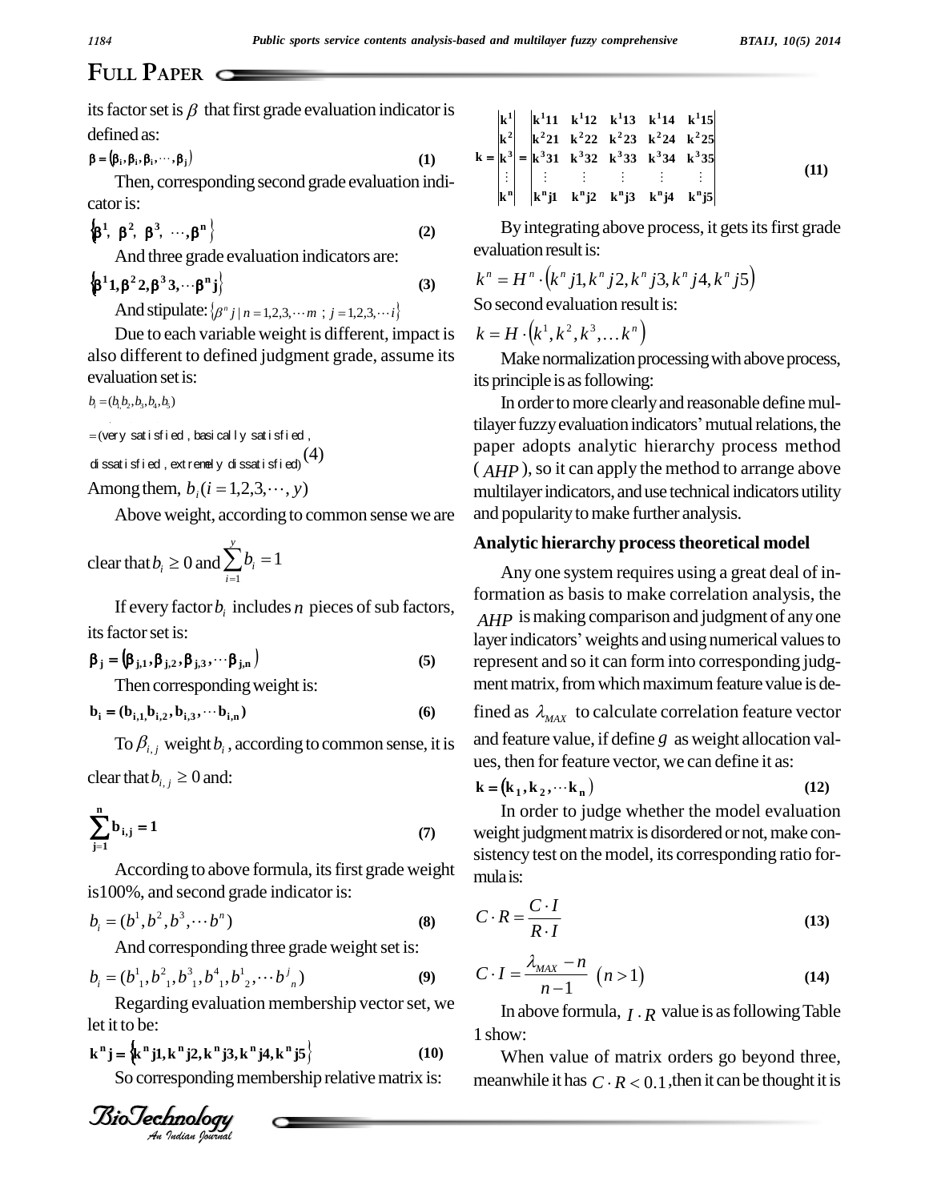its factor set is $\beta$ that first grade evaluation indicator is defined as:

$$\beta = (\beta_i, \beta_i, \beta_i, \cdots, \beta_j) \tag{1}$$

Then, corresponding second grade evaluation indicator is:

$$\{\beta^1, \beta^2, \beta^3, \cdots, \beta^n\} \tag{2}$$

And three grade evaluation indicators are:

$$\{\beta^1 1, \beta^2 2, \beta^3 3, \cdots \beta^n j\} \tag{3}$$

And stipulate: $\{\beta^n j \mid n = 1,2,3,\cdots m \ ; \ j = 1,2,3,\cdots i\}$

Due to each variable weight is different, impact is also different to defined judgment grade, assume its evaluation set is:

$$b_i = (b_1, b_2, b_3, b_4, b_5)$$
$$= (\text{very satisfied, basically satisfied, dissatisfied, extremely dissatisfied}) \tag{4}$$

Among them, $b_i (i = 1,2,3,\cdots, y)$

Above weight, according to common sense we are clear that $b_i \geq 0$ and $\sum_{i=1}^{y} b_i = 1$

If every factor $b_i$ includes $n$ pieces of sub factors, its factor set is:

$$\beta_j = (\beta_{j,1}, \beta_{j,2}, \beta_{j,3}, \cdots \beta_{j,n}) \tag{5}$$

Then corresponding weight is:

$$b_i = (b_{i,1}, b_{i,2}, b_{i,3}, \cdots b_{i,n}) \tag{6}$$

To $\beta_{i,j}$ weight $b_i$, according to common sense, it is clear that $b_{i,j} \geq 0$ and:

$$\sum_{j=1}^{n} b_{i,j} = 1 \tag{7}$$

According to above formula, its first grade weight is 100%, and second grade indicator is:

$$b_i = (b^1, b^2, b^3, \cdots b^n) \tag{8}$$

And corresponding three grade weight set is:

$$b_i = (b^1{}_1, b^2{}_1, b^3{}_1, b^4{}_1, b^1{}_2, \cdots b^j{}_n) \tag{9}$$

Regarding evaluation membership vector set, we let it to be:

$$k^n j = \{k^n j1, k^n j2, k^n j3, k^n j4, k^n j5\} \tag{10}$$

So corresponding membership relative matrix is:

$$k = \begin{vmatrix} k^1 \\ k^2 \\ k^3 \\ \vdots \\ k^n \end{vmatrix} = \begin{vmatrix} k^1 11 & k^1 12 & k^1 13 & k^1 14 & k^1 15 \\ k^2 21 & k^2 22 & k^2 23 & k^2 24 & k^2 25 \\ k^3 31 & k^3 32 & k^3 33 & k^3 34 & k^3 35 \\ \vdots & \vdots & \vdots & \vdots & \vdots \\ k^n j1 & k^n j2 & k^n j3 & k^n j4 & k^n j5 \end{vmatrix} \tag{11}$$

By integrating above process, it gets its first grade evaluation result is:

$$k^n = H^n \cdot (k^n j1, k^n j2, k^n j3, k^n j4, k^n j5)$$

So second evaluation result is:

$$k = H \cdot (k^1, k^2, k^3, \ldots k^n)$$

Make normalization processing with above process, its principle is as following:

In order to more clearly and reasonable define multilayer fuzzy evaluation indicators' mutual relations, the paper adopts analytic hierarchy process method ($AHP$), so it can apply the method to arrange above multilayer indicators, and use technical indicators utility and popularity to make further analysis.

### Analytic hierarchy process theoretical model

Any one system requires using a great deal of information as basis to make correlation analysis, the $AHP$ is making comparison and judgment of any one layer indicators' weights and using numerical values to represent and so it can form into corresponding judgment matrix, from which maximum feature value is defined as $\lambda_{MAX}$ to calculate correlation feature vector and feature value, if define $g$ as weight allocation values, then for feature vector, we can define it as:

$$k = (k_1, k_2, \cdots k_n) \tag{12}$$

In order to judge whether the model evaluation weight judgment matrix is disordered or not, make consistency test on the model, its corresponding ratio formula is:

$$C \cdot R = \frac{C \cdot I}{R \cdot I} \tag{13}$$

$$C \cdot I = \frac{\lambda_{MAX} - n}{n - 1} \quad (n > 1) \tag{14}$$

In above formula, $I \cdot R$ value is as following Table 1 show:

When value of matrix orders go beyond three, meanwhile it has $C \cdot R < 0.1$, then it can be thought it is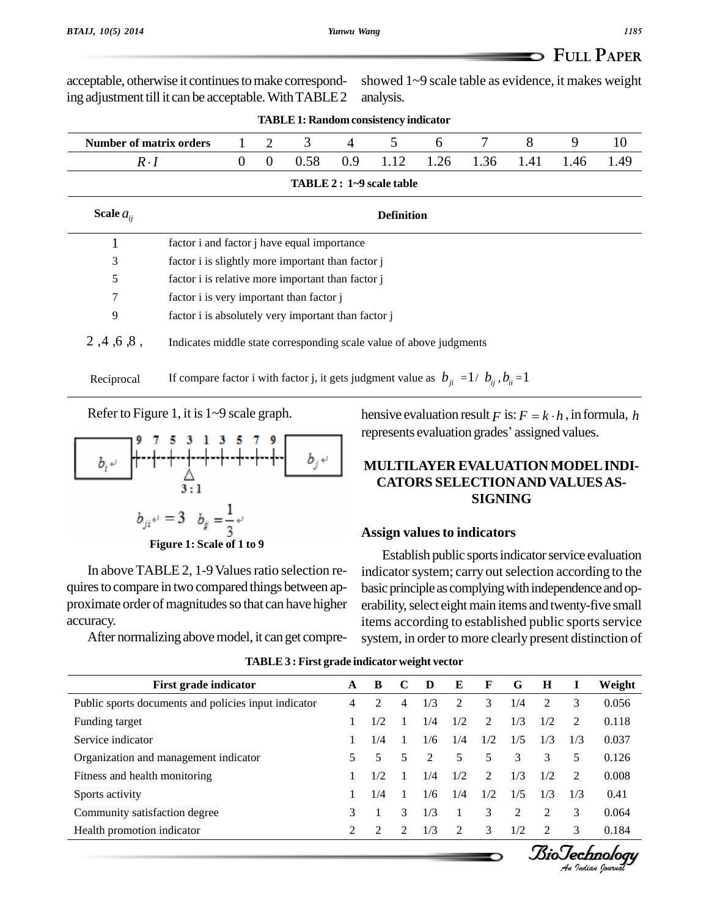acceptable, otherwise it continues to make corresponding adjustment till it can be acceptable. With TABLE 2 showed 1~9 scale table as evidence, it makes weight analysis.

**TABLE 1: Random consistency indicator**

| Number of matrix orders | 1 | 2 | 3 | 4 | 5 | 6 | 7 | 8 | 9 | 10 |
|---|---|---|---|---|---|---|---|---|---|---|
| $R \cdot I$ | 0 | 0 | 0.58 | 0.9 | 1.12 | 1.26 | 1.36 | 1.41 | 1.46 | 1.49 |

**TABLE 2 : 1~9 scale table**

| Scale $a_{ij}$ | Definition |
|---|---|
| 1 | factor i and factor j have equal importance |
| 3 | factor i is slightly more important than factor j |
| 5 | factor i is relative more important than factor j |
| 7 | factor i is very important than factor j |
| 9 | factor i is absolutely very important than factor j |
| 2 ,4 ,6 ,8 , | Indicates middle state corresponding scale value of above judgments |
| Reciprocal | If compare factor i with factor j, it gets judgment value as $b_{ji} = 1/ b_{ij}, b_{ii} = 1$ |

Refer to Figure 1, it is 1~9 scale graph.

**Figure 1: Scale of 1 to 9**

In above TABLE 2, 1-9 Values ratio selection requires to compare in two compared things between approximate order of magnitudes so that can have higher accuracy.

After normalizing above model, it can get comprehensive evaluation result $F$ is: $F = k \cdot h$, in formula, $h$ represents evaluation grades' assigned values.

## MULTILAYER EVALUATION MODEL INDICATORS SELECTION AND VALUES ASSIGNING

### Assign values to indicators

Establish public sports indicator service evaluation indicator system; carry out selection according to the basic principle as complying with independence and operability, select eight main items and twenty-five small items according to established public sports service system, in order to more clearly present distinction of

**TABLE 3 : First grade indicator weight vector**

| First grade indicator | A | B | C | D | E | F | G | H | I | Weight |
|---|---|---|---|---|---|---|---|---|---|---|
| Public sports documents and policies input indicator | 4 | 2 | 4 | 1/3 | 2 | 3 | 1/4 | 2 | 3 | 0.056 |
| Funding target | 1 | 1/2 | 1 | 1/4 | 1/2 | 2 | 1/3 | 1/2 | 2 | 0.118 |
| Service indicator | 1 | 1/4 | 1 | 1/6 | 1/4 | 1/2 | 1/5 | 1/3 | 1/3 | 0.037 |
| Organization and management indicator | 5 | 5 | 5 | 2 | 5 | 5 | 3 | 3 | 5 | 0.126 |
| Fitness and health monitoring | 1 | 1/2 | 1 | 1/4 | 1/2 | 2 | 1/3 | 1/2 | 2 | 0.008 |
| Sports activity | 1 | 1/4 | 1 | 1/6 | 1/4 | 1/2 | 1/5 | 1/3 | 1/3 | 0.41 |
| Community satisfaction degree | 3 | 1 | 3 | 1/3 | 1 | 3 | 2 | 2 | 3 | 0.064 |
| Health promotion indicator | 2 | 2 | 2 | 1/3 | 2 | 3 | 1/2 | 2 | 3 | 0.184 |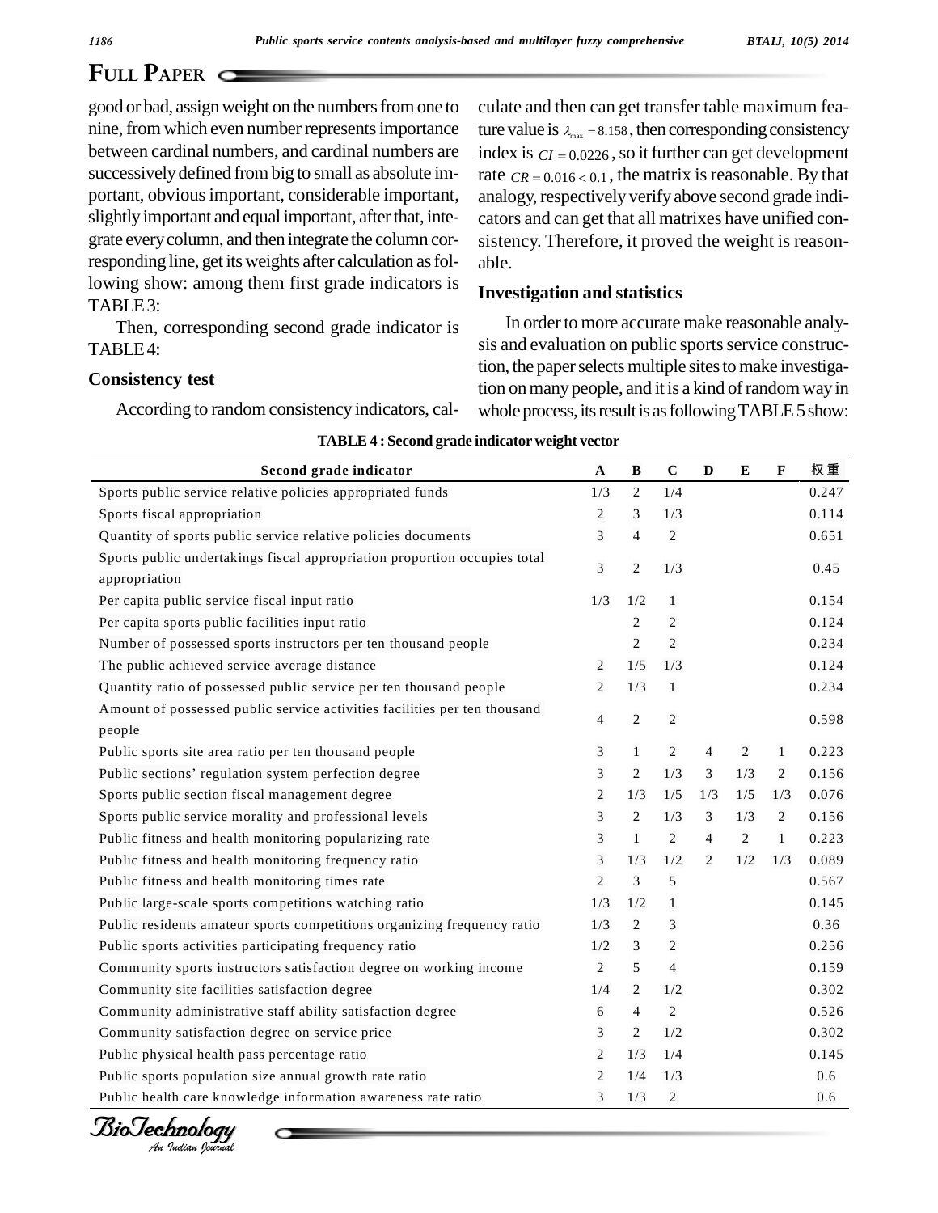good or bad, assign weight on the numbers from one to nine, from which even number represents importance between cardinal numbers, and cardinal numbers are successively defined from big to small as absolute important, obvious important, considerable important, slightly important and equal important, after that, integrate every column, and then integrate the column corresponding line, get its weights after calculation as following show: among them first grade indicators is TABLE 3:

Then, corresponding second grade indicator is TABLE 4:

### Consistency test

According to random consistency indicators, calculate and then can get transfer table maximum feature value is $\lambda_{\max} = 8.158$, then corresponding consistency index is $CI = 0.0226$, so it further can get development rate $CR = 0.016 < 0.1$, the matrix is reasonable. By that analogy, respectively verify above second grade indicators and can get that all matrixes have unified consistency. Therefore, it proved the weight is reasonable.

### Investigation and statistics

In order to more accurate make reasonable analysis and evaluation on public sports service construction, the paper selects multiple sites to make investigation on many people, and it is a kind of random way in whole process, its result is as following TABLE 5 show:

**TABLE 4 : Second grade indicator weight vector**

| Second grade indicator | A | B | C | D | E | F | 权重 |
|---|---|---|---|---|---|---|---|
| Sports public service relative policies appropriated funds | 1/3 | 2 | 1/4 | | | | 0.247 |
| Sports fiscal appropriation | 2 | 3 | 1/3 | | | | 0.114 |
| Quantity of sports public service relative policies documents | 3 | 4 | 2 | | | | 0.651 |
| Sports public undertakings fiscal appropriation proportion occupies total appropriation | 3 | 2 | 1/3 | | | | 0.45 |
| Per capita public service fiscal input ratio | 1/3 | 1/2 | 1 | | | | 0.154 |
| Per capita sports public facilities input ratio | | 2 | 2 | | | | 0.124 |
| Number of possessed sports instructors per ten thousand people | | 2 | 2 | | | | 0.234 |
| The public achieved service average distance | 2 | 1/5 | 1/3 | | | | 0.124 |
| Quantity ratio of possessed public service per ten thousand people | 2 | 1/3 | 1 | | | | 0.234 |
| Amount of possessed public service activities facilities per ten thousand people | 4 | 2 | 2 | | | | 0.598 |
| Public sports site area ratio per ten thousand people | 3 | 1 | 2 | 4 | 2 | 1 | 0.223 |
| Public sections' regulation system perfection degree | 3 | 2 | 1/3 | 3 | 1/3 | 2 | 0.156 |
| Sports public section fiscal management degree | 2 | 1/3 | 1/5 | 1/3 | 1/5 | 1/3 | 0.076 |
| Sports public service morality and professional levels | 3 | 2 | 1/3 | 3 | 1/3 | 2 | 0.156 |
| Public fitness and health monitoring popularizing rate | 3 | 1 | 2 | 4 | 2 | 1 | 0.223 |
| Public fitness and health monitoring frequency ratio | 3 | 1/3 | 1/2 | 2 | 1/2 | 1/3 | 0.089 |
| Public fitness and health monitoring times rate | 2 | 3 | 5 | | | | 0.567 |
| Public large-scale sports competitions watching ratio | 1/3 | 1/2 | 1 | | | | 0.145 |
| Public residents amateur sports competitions organizing frequency ratio | 1/3 | 2 | 3 | | | | 0.36 |
| Public sports activities participating frequency ratio | 1/2 | 3 | 2 | | | | 0.256 |
| Community sports instructors satisfaction degree on working income | 2 | 5 | 4 | | | | 0.159 |
| Community site facilities satisfaction degree | 1/4 | 2 | 1/2 | | | | 0.302 |
| Community administrative staff ability satisfaction degree | 6 | 4 | 2 | | | | 0.526 |
| Community satisfaction degree on service price | 3 | 2 | 1/2 | | | | 0.302 |
| Public physical health pass percentage ratio | 2 | 1/3 | 1/4 | | | | 0.145 |
| Public sports population size annual growth rate ratio | 2 | 1/4 | 1/3 | | | | 0.6 |
| Public health care knowledge information awareness rate ratio | 3 | 1/3 | 2 | | | | 0.6 |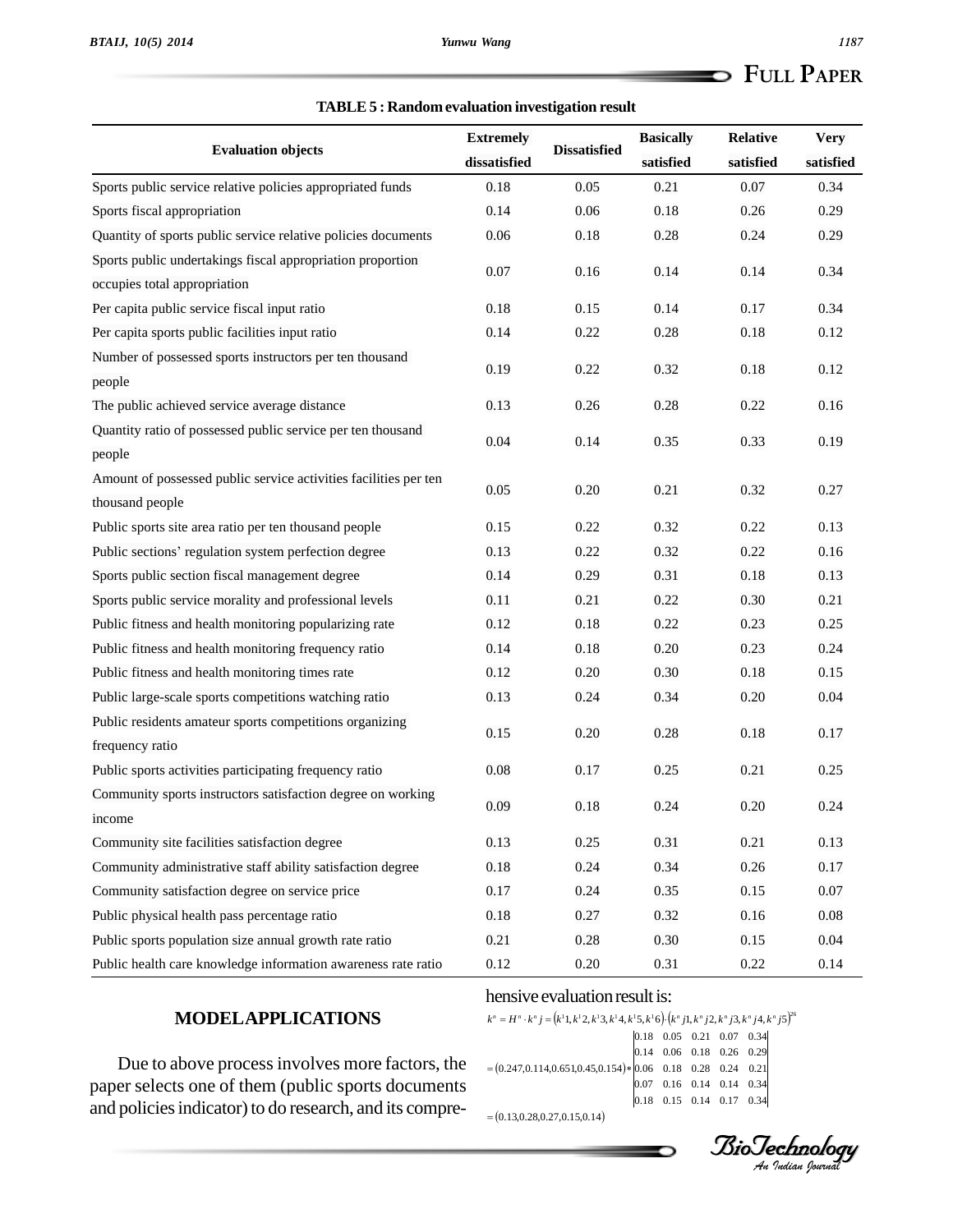**TABLE 5 : Random evaluation investigation result**

| Evaluation objects | Extremely dissatisfied | Dissatisfied | Basically satisfied | Relative satisfied | Very satisfied |
|---|---|---|---|---|---|
| Sports public service relative policies appropriated funds | 0.18 | 0.05 | 0.21 | 0.07 | 0.34 |
| Sports fiscal appropriation | 0.14 | 0.06 | 0.18 | 0.26 | 0.29 |
| Quantity of sports public service relative policies documents | 0.06 | 0.18 | 0.28 | 0.24 | 0.29 |
| Sports public undertakings fiscal appropriation proportion occupies total appropriation | 0.07 | 0.16 | 0.14 | 0.14 | 0.34 |
| Per capita public service fiscal input ratio | 0.18 | 0.15 | 0.14 | 0.17 | 0.34 |
| Per capita sports public facilities input ratio | 0.14 | 0.22 | 0.28 | 0.18 | 0.12 |
| Number of possessed sports instructors per ten thousand people | 0.19 | 0.22 | 0.32 | 0.18 | 0.12 |
| The public achieved service average distance | 0.13 | 0.26 | 0.28 | 0.22 | 0.16 |
| Quantity ratio of possessed public service per ten thousand people | 0.04 | 0.14 | 0.35 | 0.33 | 0.19 |
| Amount of possessed public service activities facilities per ten thousand people | 0.05 | 0.20 | 0.21 | 0.32 | 0.27 |
| Public sports site area ratio per ten thousand people | 0.15 | 0.22 | 0.32 | 0.22 | 0.13 |
| Public sections' regulation system perfection degree | 0.13 | 0.22 | 0.32 | 0.22 | 0.16 |
| Sports public section fiscal management degree | 0.14 | 0.29 | 0.31 | 0.18 | 0.13 |
| Sports public service morality and professional levels | 0.11 | 0.21 | 0.22 | 0.30 | 0.21 |
| Public fitness and health monitoring popularizing rate | 0.12 | 0.18 | 0.22 | 0.23 | 0.25 |
| Public fitness and health monitoring frequency ratio | 0.14 | 0.18 | 0.20 | 0.23 | 0.24 |
| Public fitness and health monitoring times rate | 0.12 | 0.20 | 0.30 | 0.18 | 0.15 |
| Public large-scale sports competitions watching ratio | 0.13 | 0.24 | 0.34 | 0.20 | 0.04 |
| Public residents amateur sports competitions organizing frequency ratio | 0.15 | 0.20 | 0.28 | 0.18 | 0.17 |
| Public sports activities participating frequency ratio | 0.08 | 0.17 | 0.25 | 0.21 | 0.25 |
| Community sports instructors satisfaction degree on working income | 0.09 | 0.18 | 0.24 | 0.20 | 0.24 |
| Community site facilities satisfaction degree | 0.13 | 0.25 | 0.31 | 0.21 | 0.13 |
| Community administrative staff ability satisfaction degree | 0.18 | 0.24 | 0.34 | 0.26 | 0.17 |
| Community satisfaction degree on service price | 0.17 | 0.24 | 0.35 | 0.15 | 0.07 |
| Public physical health pass percentage ratio | 0.18 | 0.27 | 0.32 | 0.16 | 0.08 |
| Public sports population size annual growth rate ratio | 0.21 | 0.28 | 0.30 | 0.15 | 0.04 |
| Public health care knowledge information awareness rate ratio | 0.12 | 0.20 | 0.31 | 0.22 | 0.14 |

## MODEL APPLICATIONS

Due to above process involves more factors, the paper selects one of them (public sports documents and policies indicator) to do research, and its comprehensive evaluation result is:

$$k^n = H^n \cdot k^n j = \left(k^1 1, k^1 2, k^1 3, k^1 4, k^1 5, k^1 6\right) \cdot \left(k^n j1, k^n j2, k^n j3, k^n j4, k^n j5\right)^{26}$$

$$= (0.247, 0.114, 0.651, 0.45, 0.154) * \begin{vmatrix} 0.18 & 0.05 & 0.21 & 0.07 & 0.34 \\ 0.14 & 0.06 & 0.18 & 0.26 & 0.29 \\ 0.06 & 0.18 & 0.28 & 0.24 & 0.21 \\ 0.07 & 0.16 & 0.14 & 0.14 & 0.34 \\ 0.18 & 0.15 & 0.14 & 0.17 & 0.34 \end{vmatrix}$$

$$= (0.13, 0.28, 0.27, 0.15, 0.14)$$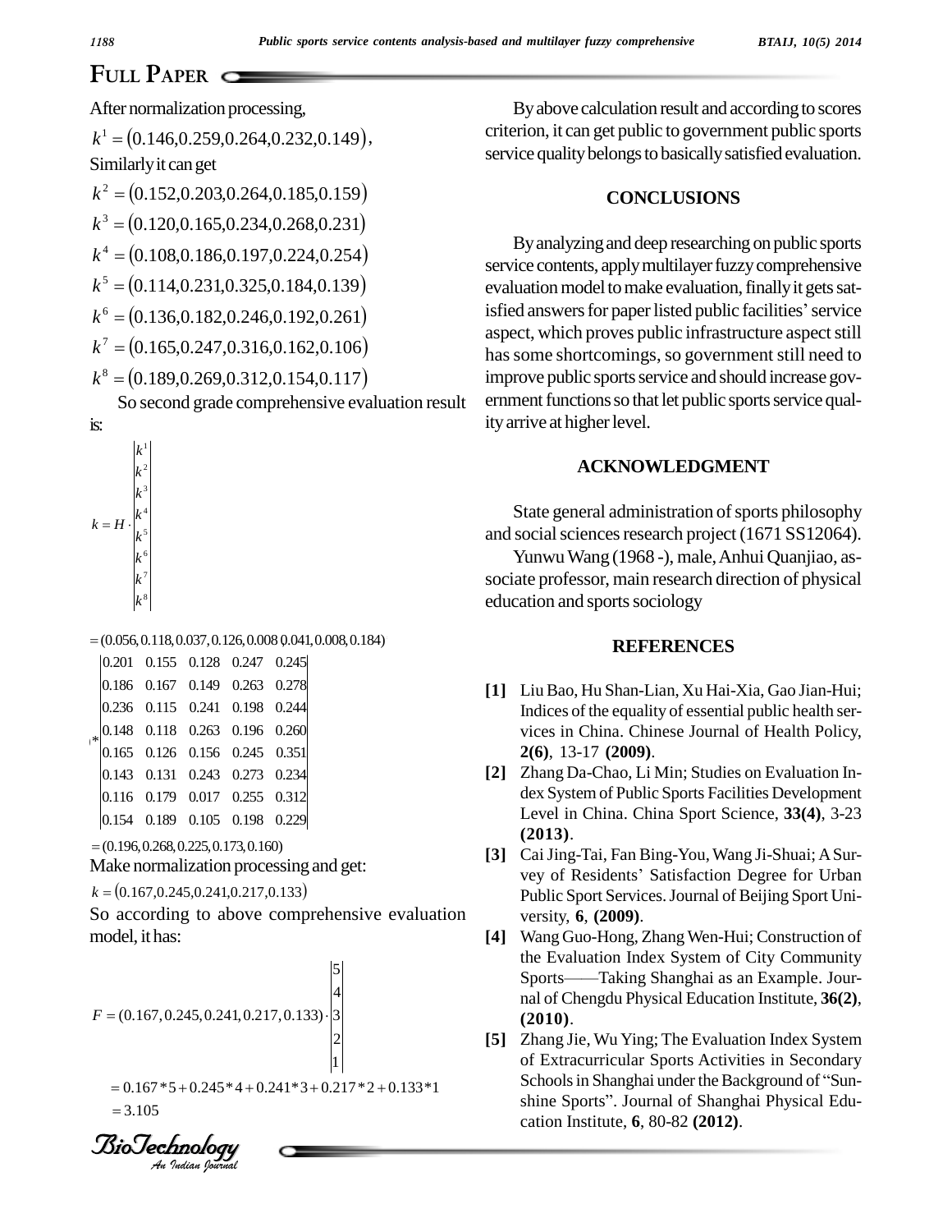After normalization processing,

$k^1 = (0.146, 0.259, 0.264, 0.232, 0.149)$,

Similarly it can get

$k^2 = (0.152, 0.203, 0.264, 0.185, 0.159)$

$k^3 = (0.120, 0.165, 0.234, 0.268, 0.231)$

$k^4 = (0.108, 0.186, 0.197, 0.224, 0.254)$

$k^5 = (0.114, 0.231, 0.325, 0.184, 0.139)$

$k^6 = (0.136, 0.182, 0.246, 0.192, 0.261)$

$k^7 = (0.165, 0.247, 0.316, 0.162, 0.106)$

$k^8 = (0.189, 0.269, 0.312, 0.154, 0.117)$

So second grade comprehensive evaluation result is:

$$k = H \cdot \begin{vmatrix} k^1 \\ k^2 \\ k^3 \\ k^4 \\ k^5 \\ k^6 \\ k^7 \\ k^8 \end{vmatrix}$$

$$= (0.056, 0.118, 0.037, 0.126, 0.008\, 0.041, 0.008, 0.184) * \begin{vmatrix} 0.201 & 0.155 & 0.128 & 0.247 & 0.245 \\ 0.186 & 0.167 & 0.149 & 0.263 & 0.278 \\ 0.236 & 0.115 & 0.241 & 0.198 & 0.244 \\ 0.148 & 0.118 & 0.263 & 0.196 & 0.260 \\ 0.165 & 0.126 & 0.156 & 0.245 & 0.351 \\ 0.143 & 0.131 & 0.243 & 0.273 & 0.234 \\ 0.116 & 0.179 & 0.017 & 0.255 & 0.312 \\ 0.154 & 0.189 & 0.105 & 0.198 & 0.229 \end{vmatrix}$$

$$= (0.196, 0.268, 0.225, 0.173, 0.160)$$

Make normalization processing and get:

$k = (0.167, 0.245, 0.241, 0.217, 0.133)$

So according to above comprehensive evaluation model, it has:

$$F = (0.167, 0.245, 0.241, 0.217, 0.133) \cdot \begin{vmatrix} 5 \\ 4 \\ 3 \\ 2 \\ 1 \end{vmatrix}$$

$$= 0.167*5 + 0.245*4 + 0.241*3 + 0.217*2 + 0.133*1$$

$$= 3.105$$

By above calculation result and according to scores criterion, it can get public to government public sports service quality belongs to basically satisfied evaluation.

## CONCLUSIONS

By analyzing and deep researching on public sports service contents, apply multilayer fuzzy comprehensive evaluation model to make evaluation, finally it gets satisfied answers for paper listed public facilities' service aspect, which proves public infrastructure aspect still has some shortcomings, so government still need to improve public sports service and should increase government functions so that let public sports service quality arrive at higher level.

## ACKNOWLEDGMENT

State general administration of sports philosophy and social sciences research project (1671 SS12064).

Yunwu Wang (1968 -), male, Anhui Quanjiao, associate professor, main research direction of physical education and sports sociology

## REFERENCES

**[1]** Liu Bao, Hu Shan-Lian, Xu Hai-Xia, Gao Jian-Hui; Indices of the equality of essential public health services in China. Chinese Journal of Health Policy, **2(6)**, 13-17 **(2009)**.

**[2]** Zhang Da-Chao, Li Min; Studies on Evaluation Index System of Public Sports Facilities Development Level in China. China Sport Science, **33(4)**, 3-23 **(2013)**.

**[3]** Cai Jing-Tai, Fan Bing-You, Wang Ji-Shuai; A Survey of Residents' Satisfaction Degree for Urban Public Sport Services. Journal of Beijing Sport University, **6**, **(2009)**.

**[4]** Wang Guo-Hong, Zhang Wen-Hui; Construction of the Evaluation Index System of City Community Sports——Taking Shanghai as an Example. Journal of Chengdu Physical Education Institute, **36(2)**, **(2010)**.

**[5]** Zhang Jie, Wu Ying; The Evaluation Index System of Extracurricular Sports Activities in Secondary Schools in Shanghai under the Background of "Sunshine Sports". Journal of Shanghai Physical Education Institute, **6**, 80-82 **(2012)**.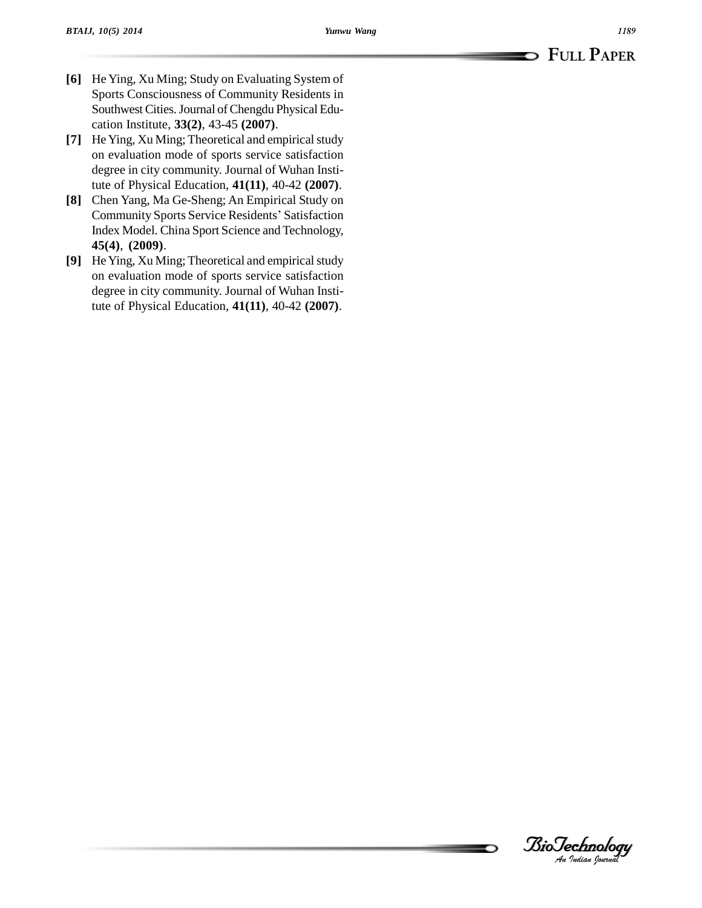**[6]** He Ying, Xu Ming; Study on Evaluating System of Sports Consciousness of Community Residents in Southwest Cities. Journal of Chengdu Physical Education Institute, **33(2)**, 43-45 **(2007)**.

**[7]** He Ying, Xu Ming; Theoretical and empirical study on evaluation mode of sports service satisfaction degree in city community. Journal of Wuhan Institute of Physical Education, **41(11)**, 40-42 **(2007)**.

**[8]** Chen Yang, Ma Ge-Sheng; An Empirical Study on Community Sports Service Residents' Satisfaction Index Model. China Sport Science and Technology, **45(4)**, **(2009)**.

**[9]** He Ying, Xu Ming; Theoretical and empirical study on evaluation mode of sports service satisfaction degree in city community. Journal of Wuhan Institute of Physical Education, **41(11)**, 40-42 **(2007)**.